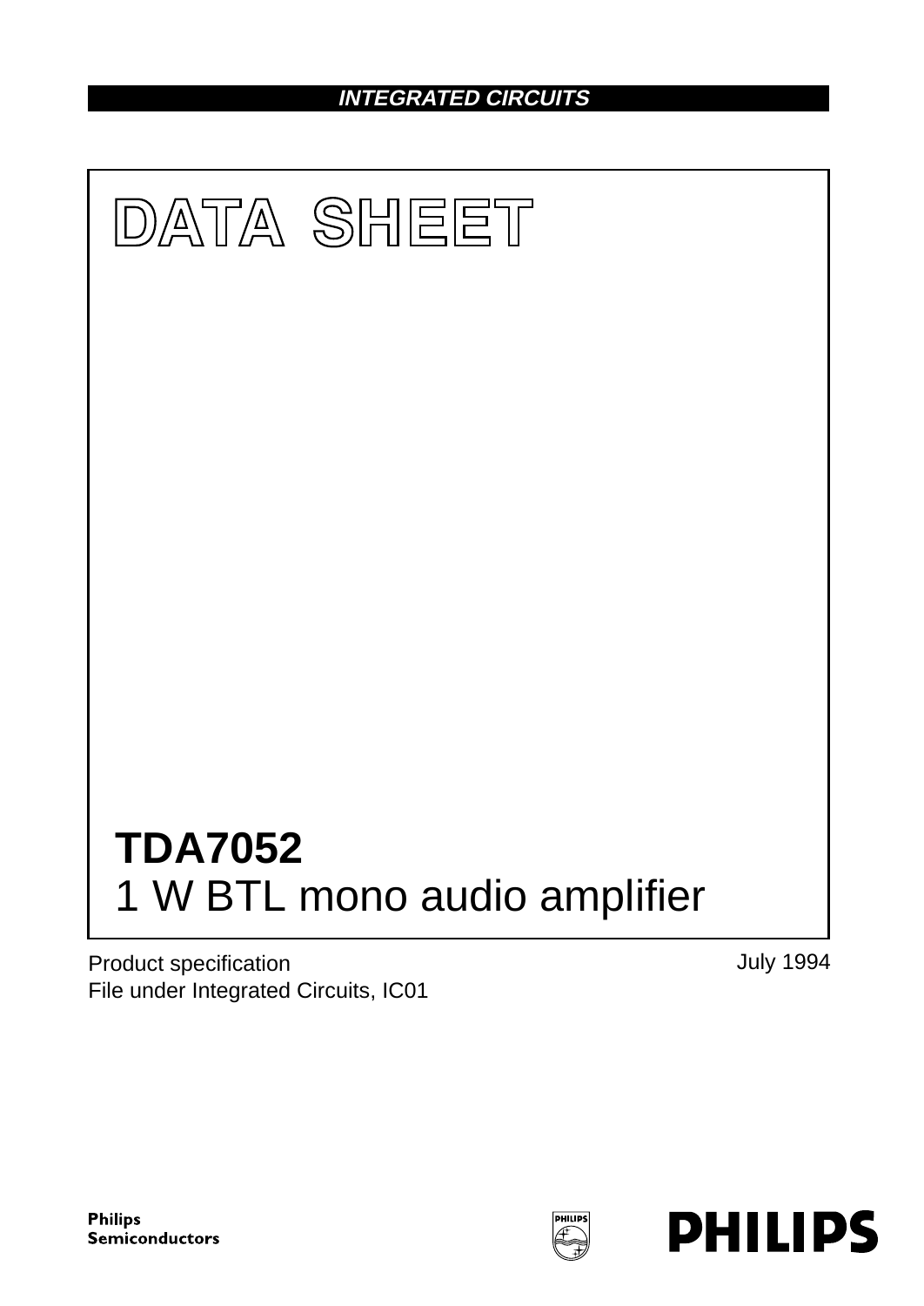INTEGRATED CIRCUITS

# DATA SHEET

# TDA7052
## 1 W BTL mono audio amplifier

Product specification
File under Integrated Circuits, IC01

July 1994

Philips Semiconductors

PHILIPS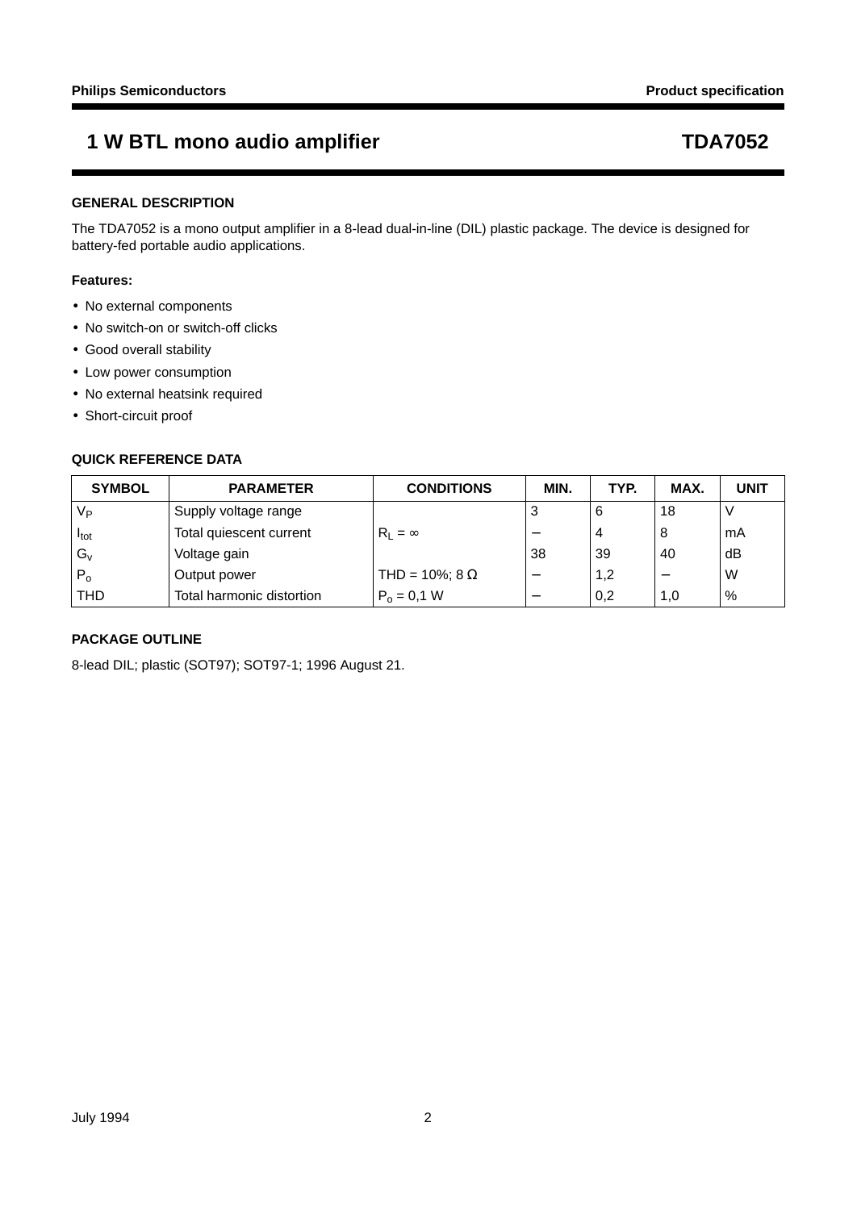# 1 W BTL mono audio amplifier — TDA7052

## GENERAL DESCRIPTION

The TDA7052 is a mono output amplifier in a 8-lead dual-in-line (DIL) plastic package. The device is designed for battery-fed portable audio applications.

**Features:**

- No external components
- No switch-on or switch-off clicks
- Good overall stability
- Low power consumption
- No external heatsink required
- Short-circuit proof

## QUICK REFERENCE DATA

| SYMBOL | PARAMETER | CONDITIONS | MIN. | TYP. | MAX. | UNIT |
|---|---|---|---|---|---|---|
| $V_P$ | Supply voltage range | | 3 | 6 | 18 | V |
| $I_{tot}$ | Total quiescent current | $R_L = \infty$ | − | 4 | 8 | mA |
| $G_v$ | Voltage gain | | 38 | 39 | 40 | dB |
| $P_o$ | Output power | THD = 10%; 8 Ω | − | 1,2 | − | W |
| THD | Total harmonic distortion | $P_o$ = 0,1 W | − | 0,2 | 1,0 | % |

## PACKAGE OUTLINE

8-lead DIL; plastic (SOT97); SOT97-1; 1996 August 21.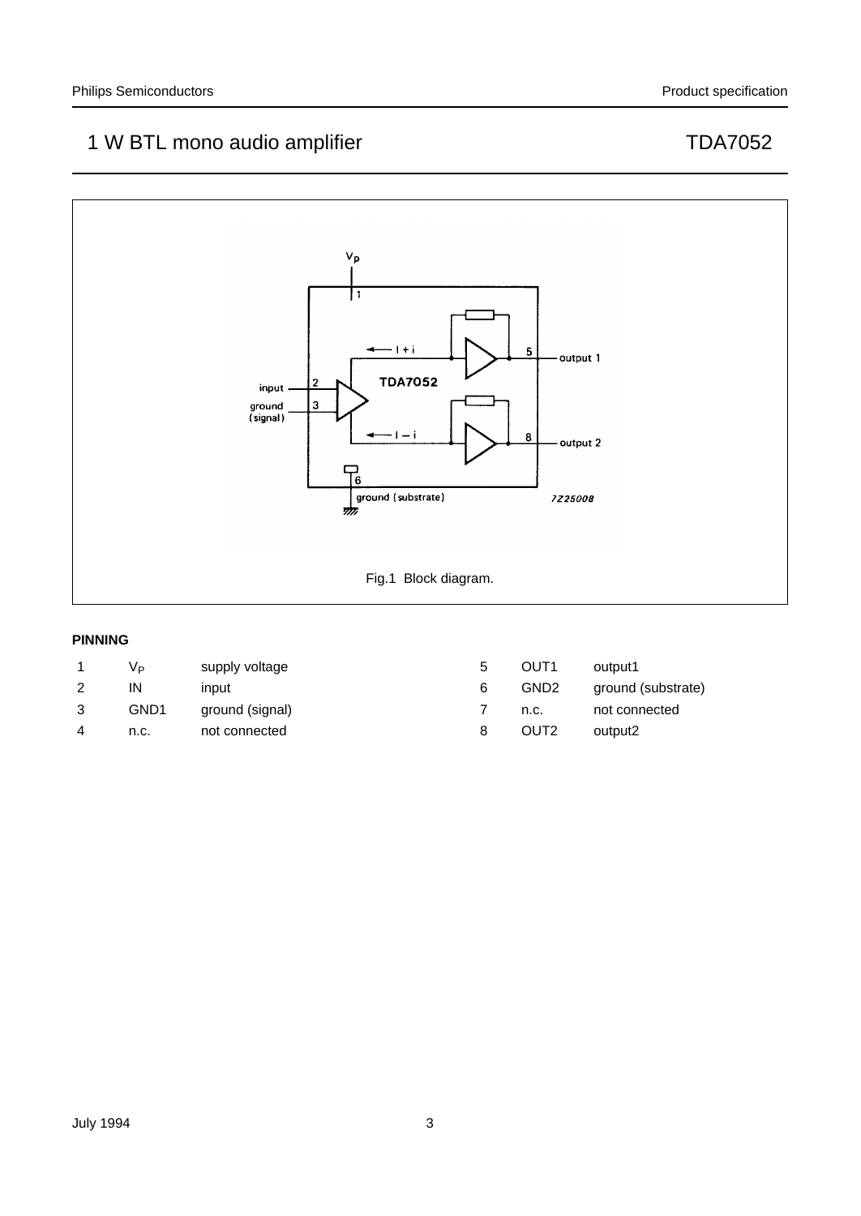Fig.1 Block diagram.

**PINNING**

| | | |
|---|---|---|
| 1 | $V_P$ | supply voltage |
| 2 | IN | input |
| 3 | GND1 | ground (signal) |
| 4 | n.c. | not connected |
| 5 | OUT1 | output1 |
| 6 | GND2 | ground (substrate) |
| 7 | n.c. | not connected |
| 8 | OUT2 | output2 |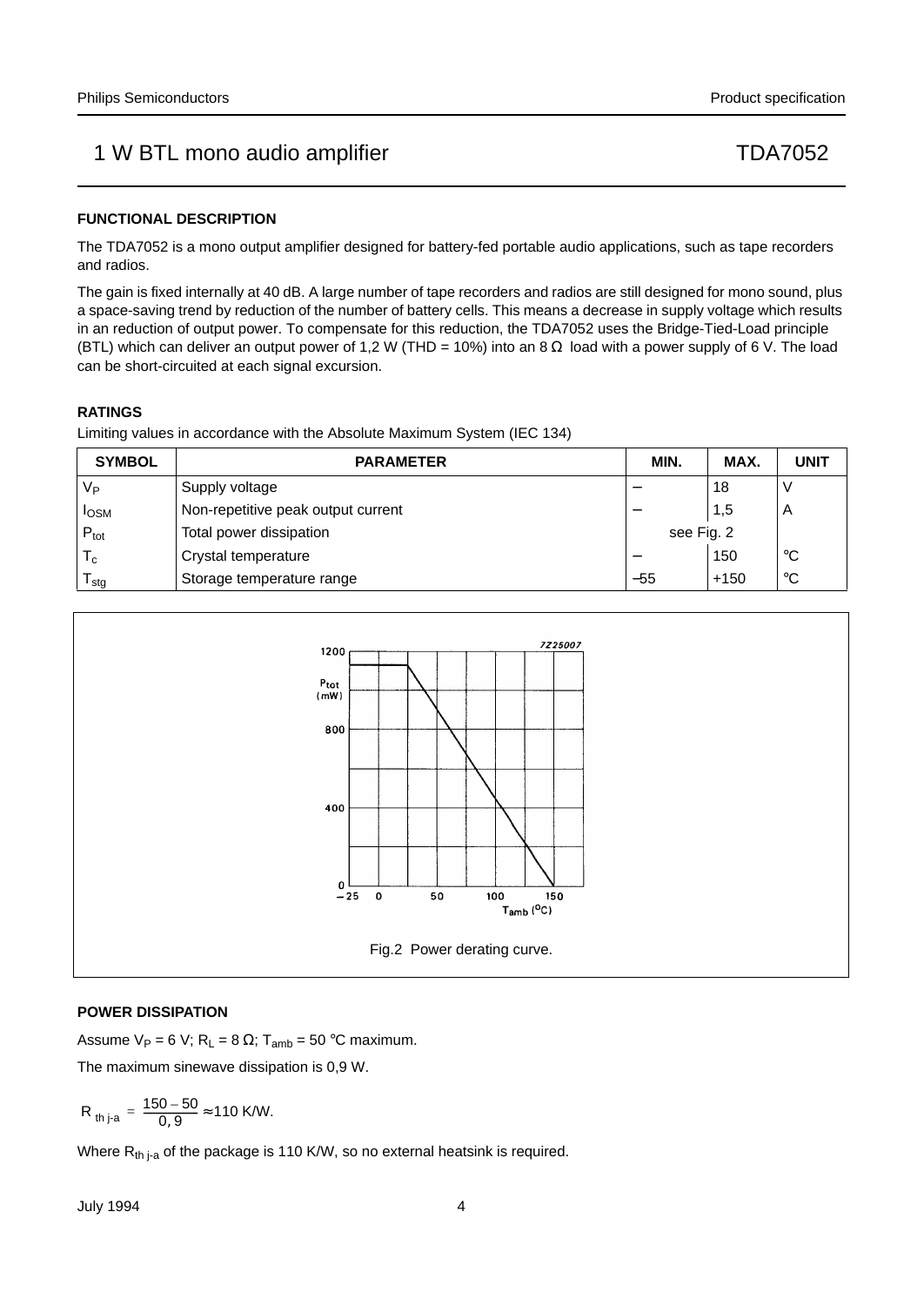## FUNCTIONAL DESCRIPTION

The TDA7052 is a mono output amplifier designed for battery-fed portable audio applications, such as tape recorders and radios.

The gain is fixed internally at 40 dB. A large number of tape recorders and radios are still designed for mono sound, plus a space-saving trend by reduction of the number of battery cells. This means a decrease in supply voltage which results in an reduction of output power. To compensate for this reduction, the TDA7052 uses the Bridge-Tied-Load principle (BTL) which can deliver an output power of 1,2 W (THD = 10%) into an 8 Ω load with a power supply of 6 V. The load can be short-circuited at each signal excursion.

## RATINGS

Limiting values in accordance with the Absolute Maximum System (IEC 134)

| SYMBOL | PARAMETER | MIN. | MAX. | UNIT |
|---|---|---|---|---|
| $V_P$ | Supply voltage | − | 18 | V |
| $I_{OSM}$ | Non-repetitive peak output current | − | 1,5 | A |
| $P_{tot}$ | Total power dissipation | see Fig. 2 | | |
| $T_c$ | Crystal temperature | − | 150 | °C |
| $T_{stg}$ | Storage temperature range | −55 | +150 | °C |

Fig.2 Power derating curve.

## POWER DISSIPATION

Assume $V_P$ = 6 V; $R_L$ = 8 Ω; $T_{amb}$ = 50 °C maximum.

The maximum sinewave dissipation is 0,9 W.

$$R_{th\ j\text{-}a} = \frac{150 - 50}{0,9} \approx 110 \text{ K/W.}$$

Where $R_{th\ j\text{-}a}$ of the package is 110 K/W, so no external heatsink is required.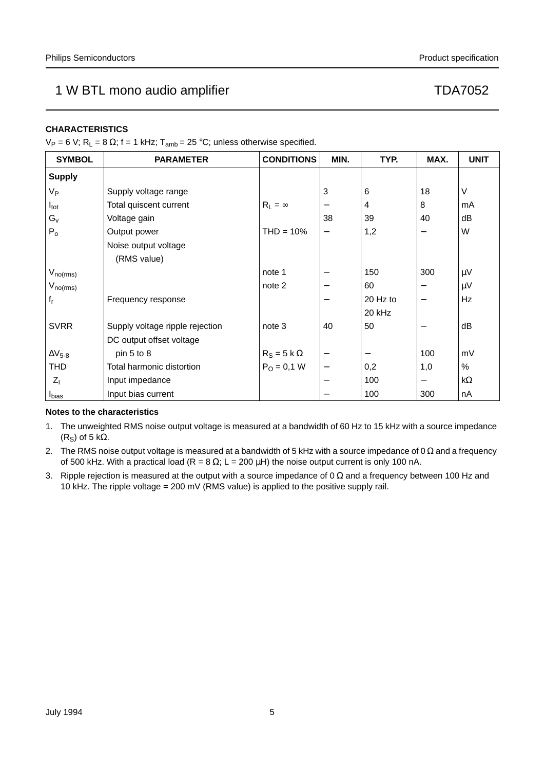## CHARACTERISTICS

$V_P$ = 6 V; $R_L$ = 8 Ω; f = 1 kHz; $T_{amb}$ = 25 °C; unless otherwise specified.

| SYMBOL | PARAMETER | CONDITIONS | MIN. | TYP. | MAX. | UNIT |
|---|---|---|---|---|---|---|
| **Supply** | | | | | | |
| $V_P$ | Supply voltage range | | 3 | 6 | 18 | V |
| $I_{tot}$ | Total quiscent current | $R_L = \infty$ | − | 4 | 8 | mA |
| $G_v$ | Voltage gain | | 38 | 39 | 40 | dB |
| $P_o$ | Output power | THD = 10% | − | 1,2 | − | W |
| | Noise output voltage (RMS value) | | | | | |
| $V_{no(rms)}$ | | note 1 | − | 150 | 300 | μV |
| $V_{no(rms)}$ | | note 2 | − | 60 | − | μV |
| $f_r$ | Frequency response | | − | 20 Hz to 20 kHz | − | Hz |
| SVRR | Supply voltage ripple rejection | note 3 | 40 | 50 | − | dB |
| | DC output offset voltage | | | | | |
| $\Delta V_{5\text{-}8}$ | pin 5 to 8 | $R_S$ = 5 k Ω | − | − | 100 | mV |
| THD | Total harmonic distortion | $P_O$ = 0,1 W | − | 0,2 | 1,0 | % |
| $Z_I$ | Input impedance | | − | 100 | − | kΩ |
| $I_{bias}$ | Input bias current | | − | 100 | 300 | nA |

**Notes to the characteristics**

1. The unweighted RMS noise output voltage is measured at a bandwidth of 60 Hz to 15 kHz with a source impedance ($R_S$) of 5 kΩ.
2. The RMS noise output voltage is measured at a bandwidth of 5 kHz with a source impedance of 0 Ω and a frequency of 500 kHz. With a practical load (R = 8 Ω; L = 200 μH) the noise output current is only 100 nA.
3. Ripple rejection is measured at the output with a source impedance of 0 Ω and a frequency between 100 Hz and 10 kHz. The ripple voltage = 200 mV (RMS value) is applied to the positive supply rail.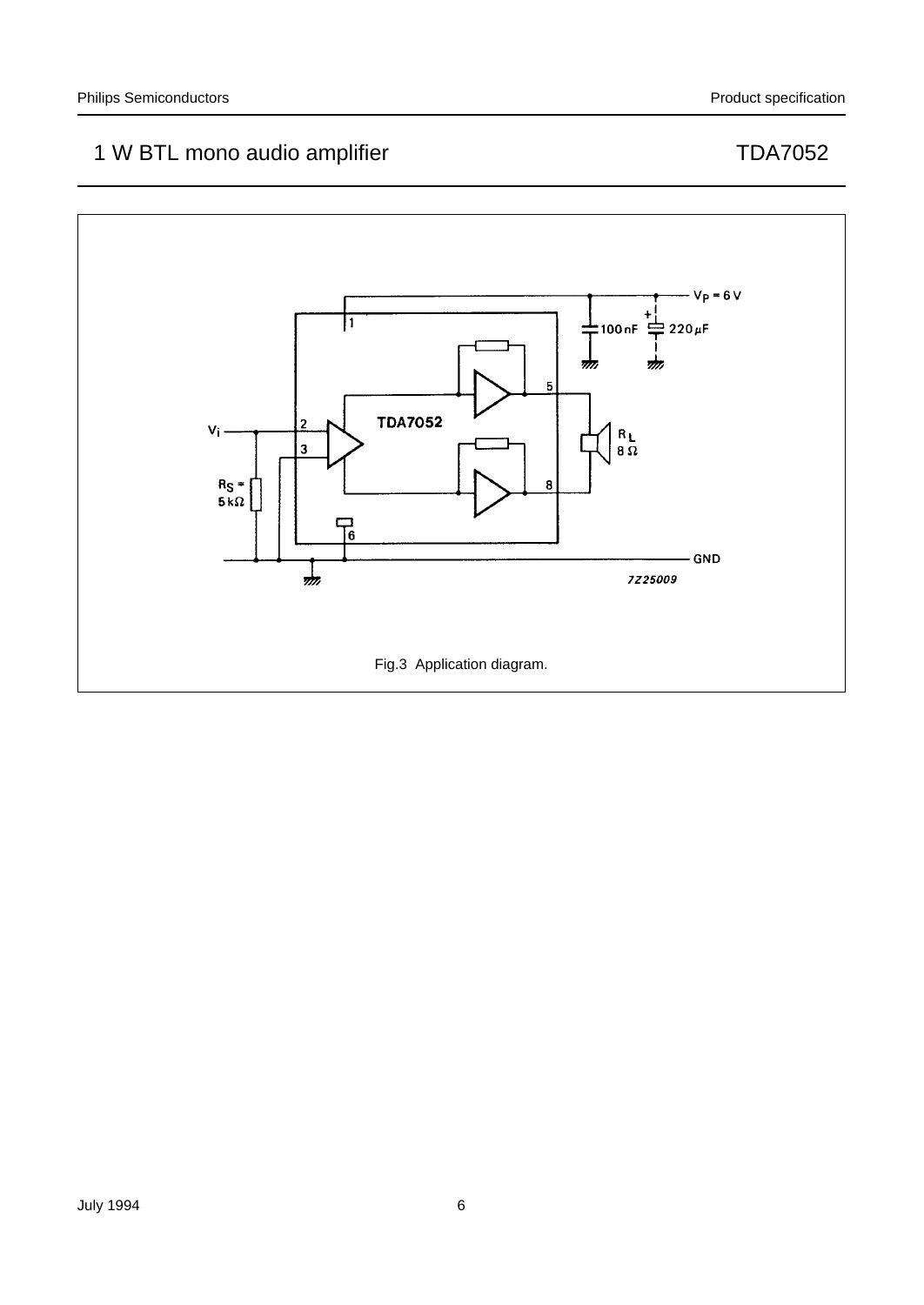Fig.3 Application diagram.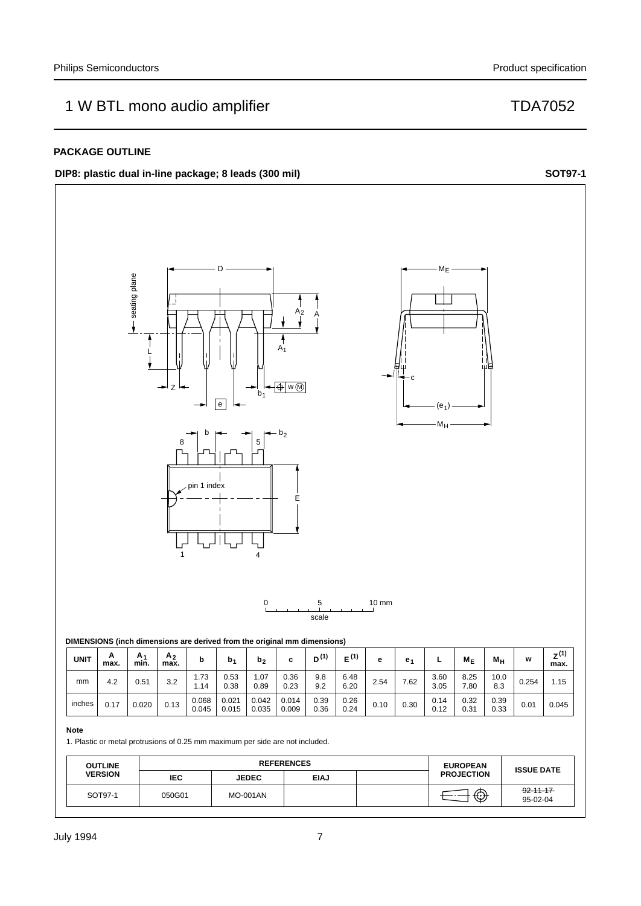## PACKAGE OUTLINE

**DIP8: plastic dual in-line package; 8 leads (300 mil)** **SOT97-1**

**DIMENSIONS (inch dimensions are derived from the original mm dimensions)**

| UNIT | A max. | $A_1$ min. | $A_2$ max. | b | $b_1$ | $b_2$ | c | $D^{(1)}$ | $E^{(1)}$ | e | $e_1$ | L | $M_E$ | $M_H$ | w | $Z^{(1)}$ max. |
|---|---|---|---|---|---|---|---|---|---|---|---|---|---|---|---|---|
| mm | 4.2 | 0.51 | 3.2 | 1.73<br>1.14 | 0.53<br>0.38 | 1.07<br>0.89 | 0.36<br>0.23 | 9.8<br>9.2 | 6.48<br>6.20 | 2.54 | 7.62 | 3.60<br>3.05 | 8.25<br>7.80 | 10.0<br>8.3 | 0.254 | 1.15 |
| inches | 0.17 | 0.020 | 0.13 | 0.068<br>0.045 | 0.021<br>0.015 | 0.042<br>0.035 | 0.014<br>0.009 | 0.39<br>0.36 | 0.26<br>0.24 | 0.10 | 0.30 | 0.14<br>0.12 | 0.32<br>0.31 | 0.39<br>0.33 | 0.01 | 0.045 |

**Note**

1. Plastic or metal protrusions of 0.25 mm maximum per side are not included.

| OUTLINE VERSION | REFERENCES | | | | EUROPEAN PROJECTION | ISSUE DATE |
|---|---|---|---|---|---|---|
| | IEC | JEDEC | EIAJ | | | |
| SOT97-1 | 050G01 | MO-001AN | | | | ~~92-11-17~~<br>95-02-04 |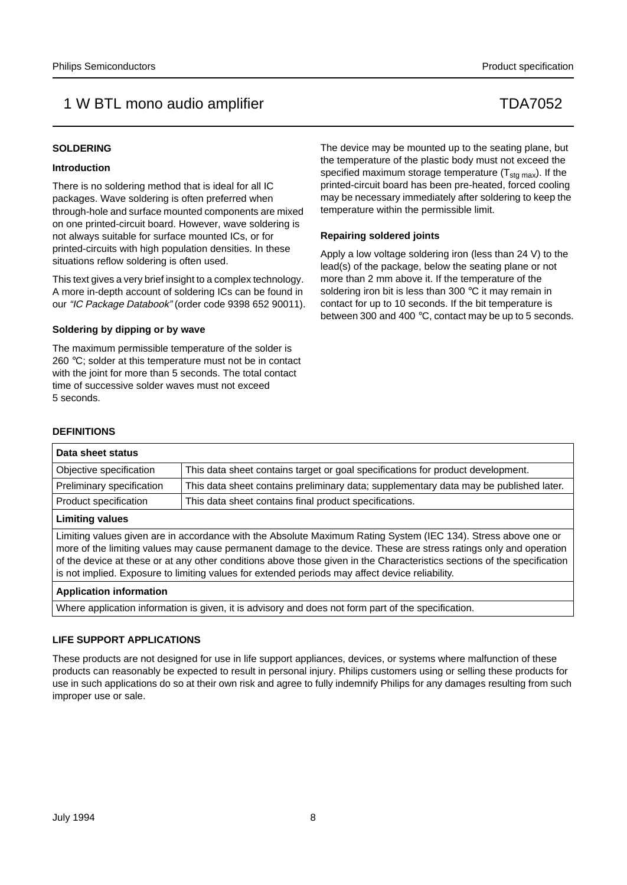## SOLDERING

### Introduction

There is no soldering method that is ideal for all IC packages. Wave soldering is often preferred when through-hole and surface mounted components are mixed on one printed-circuit board. However, wave soldering is not always suitable for surface mounted ICs, or for printed-circuits with high population densities. In these situations reflow soldering is often used.

This text gives a very brief insight to a complex technology. A more in-depth account of soldering ICs can be found in our *"IC Package Databook"* (order code 9398 652 90011).

### Soldering by dipping or by wave

The maximum permissible temperature of the solder is 260 °C; solder at this temperature must not be in contact with the joint for more than 5 seconds. The total contact time of successive solder waves must not exceed 5 seconds.

The device may be mounted up to the seating plane, but the temperature of the plastic body must not exceed the specified maximum storage temperature ($T_{stg\ max}$). If the printed-circuit board has been pre-heated, forced cooling may be necessary immediately after soldering to keep the temperature within the permissible limit.

### Repairing soldered joints

Apply a low voltage soldering iron (less than 24 V) to the lead(s) of the package, below the seating plane or not more than 2 mm above it. If the temperature of the soldering iron bit is less than 300 °C it may remain in contact for up to 10 seconds. If the bit temperature is between 300 and 400 °C, contact may be up to 5 seconds.

## DEFINITIONS

| | |
|---|---|
| **Data sheet status** | |
| Objective specification | This data sheet contains target or goal specifications for product development. |
| Preliminary specification | This data sheet contains preliminary data; supplementary data may be published later. |
| Product specification | This data sheet contains final product specifications. |
| **Limiting values** | |
| Limiting values given are in accordance with the Absolute Maximum Rating System (IEC 134). Stress above one or more of the limiting values may cause permanent damage to the device. These are stress ratings only and operation of the device at these or at any other conditions above those given in the Characteristics sections of the specification is not implied. Exposure to limiting values for extended periods may affect device reliability. | |
| **Application information** | |
| Where application information is given, it is advisory and does not form part of the specification. | |

## LIFE SUPPORT APPLICATIONS

These products are not designed for use in life support appliances, devices, or systems where malfunction of these products can reasonably be expected to result in personal injury. Philips customers using or selling these products for use in such applications do so at their own risk and agree to fully indemnify Philips for any damages resulting from such improper use or sale.